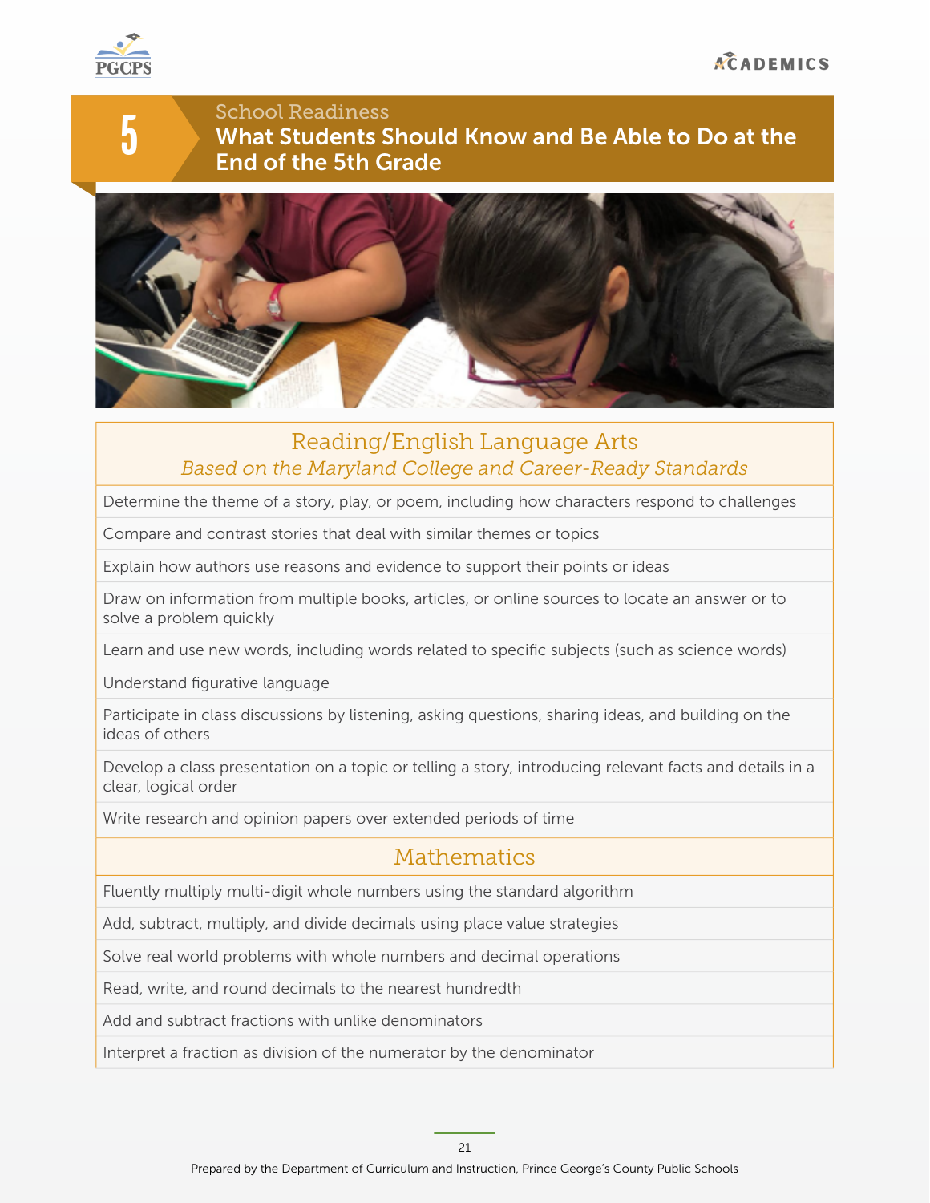# 5 School Readiness

## What Students Should Know and Be Able to Do at the End of the 5th Grade

## Reading/English Language Arts

*Based on the Maryland College and Career-Ready Standards*

- Determine the theme of a story, play, or poem, including how characters respond to challenges
- Compare and contrast stories that deal with similar themes or topics
- Explain how authors use reasons and evidence to support their points or ideas
- Draw on information from multiple books, articles, or online sources to locate an answer or to solve a problem quickly
- Learn and use new words, including words related to specific subjects (such as science words)
- Understand figurative language
- Participate in class discussions by listening, asking questions, sharing ideas, and building on the ideas of others
- Develop a class presentation on a topic or telling a story, introducing relevant facts and details in a clear, logical order
- Write research and opinion papers over extended periods of time

## Mathematics

- Fluently multiply multi-digit whole numbers using the standard algorithm
- Add, subtract, multiply, and divide decimals using place value strategies
- Solve real world problems with whole numbers and decimal operations
- Read, write, and round decimals to the nearest hundredth
- Add and subtract fractions with unlike denominators
- Interpret a fraction as division of the numerator by the denominator

Prepared by the Department of Curriculum and Instruction, Prince George's County Public Schools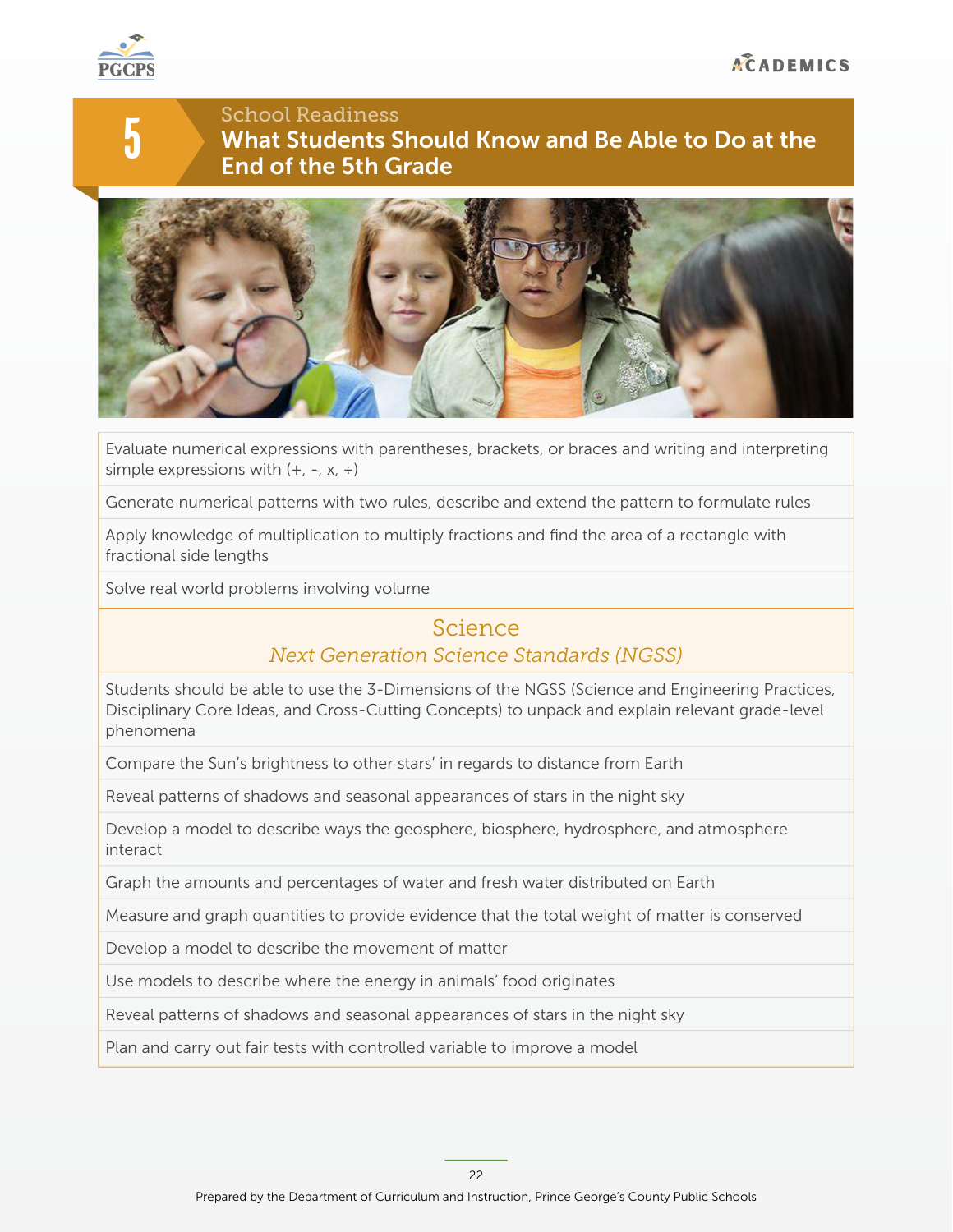## 5 School Readiness

# What Students Should Know and Be Able to Do at the End of the 5th Grade

- Evaluate numerical expressions with parentheses, brackets, or braces and writing and interpreting simple expressions with (+, -, x, ÷)
- Generate numerical patterns with two rules, describe and extend the pattern to formulate rules
- Apply knowledge of multiplication to multiply fractions and find the area of a rectangle with fractional side lengths
- Solve real world problems involving volume

## Science

*Next Generation Science Standards (NGSS)*

- Students should be able to use the 3-Dimensions of the NGSS (Science and Engineering Practices, Disciplinary Core Ideas, and Cross-Cutting Concepts) to unpack and explain relevant grade-level phenomena
- Compare the Sun's brightness to other stars' in regards to distance from Earth
- Reveal patterns of shadows and seasonal appearances of stars in the night sky
- Develop a model to describe ways the geosphere, biosphere, hydrosphere, and atmosphere interact
- Graph the amounts and percentages of water and fresh water distributed on Earth
- Measure and graph quantities to provide evidence that the total weight of matter is conserved
- Develop a model to describe the movement of matter
- Use models to describe where the energy in animals' food originates
- Reveal patterns of shadows and seasonal appearances of stars in the night sky
- Plan and carry out fair tests with controlled variable to improve a model

Prepared by the Department of Curriculum and Instruction, Prince George's County Public Schools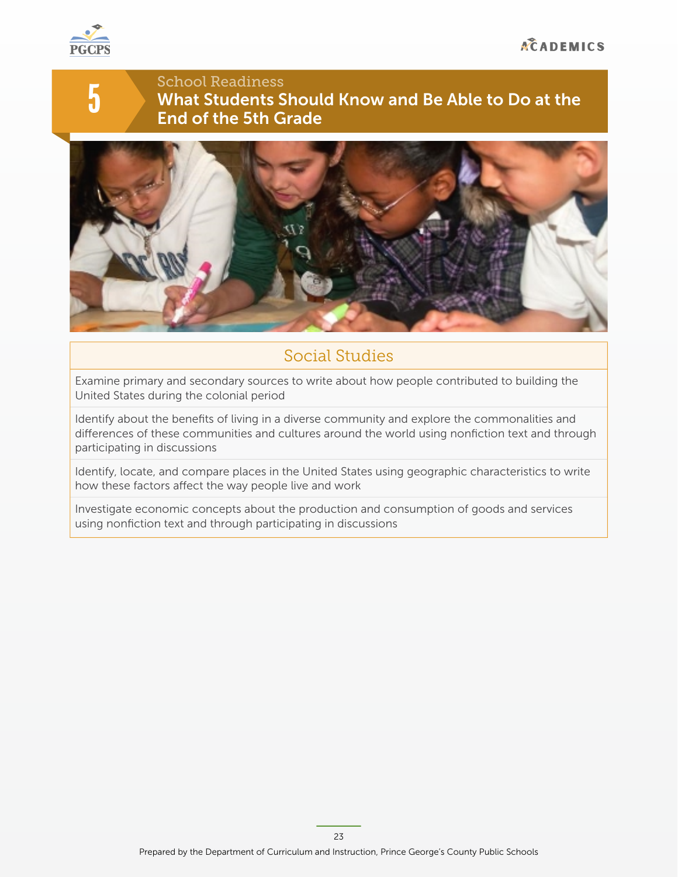# 5

## School Readiness

## What Students Should Know and Be Able to Do at the End of the 5th Grade

| Social Studies |
| --- |
| Examine primary and secondary sources to write about how people contributed to building the United States during the colonial period |
| Identify about the benefits of living in a diverse community and explore the commonalities and differences of these communities and cultures around the world using nonfiction text and through participating in discussions |
| Identify, locate, and compare places in the United States using geographic characteristics to write how these factors affect the way people live and work |
| Investigate economic concepts about the production and consumption of goods and services using nonfiction text and through participating in discussions |